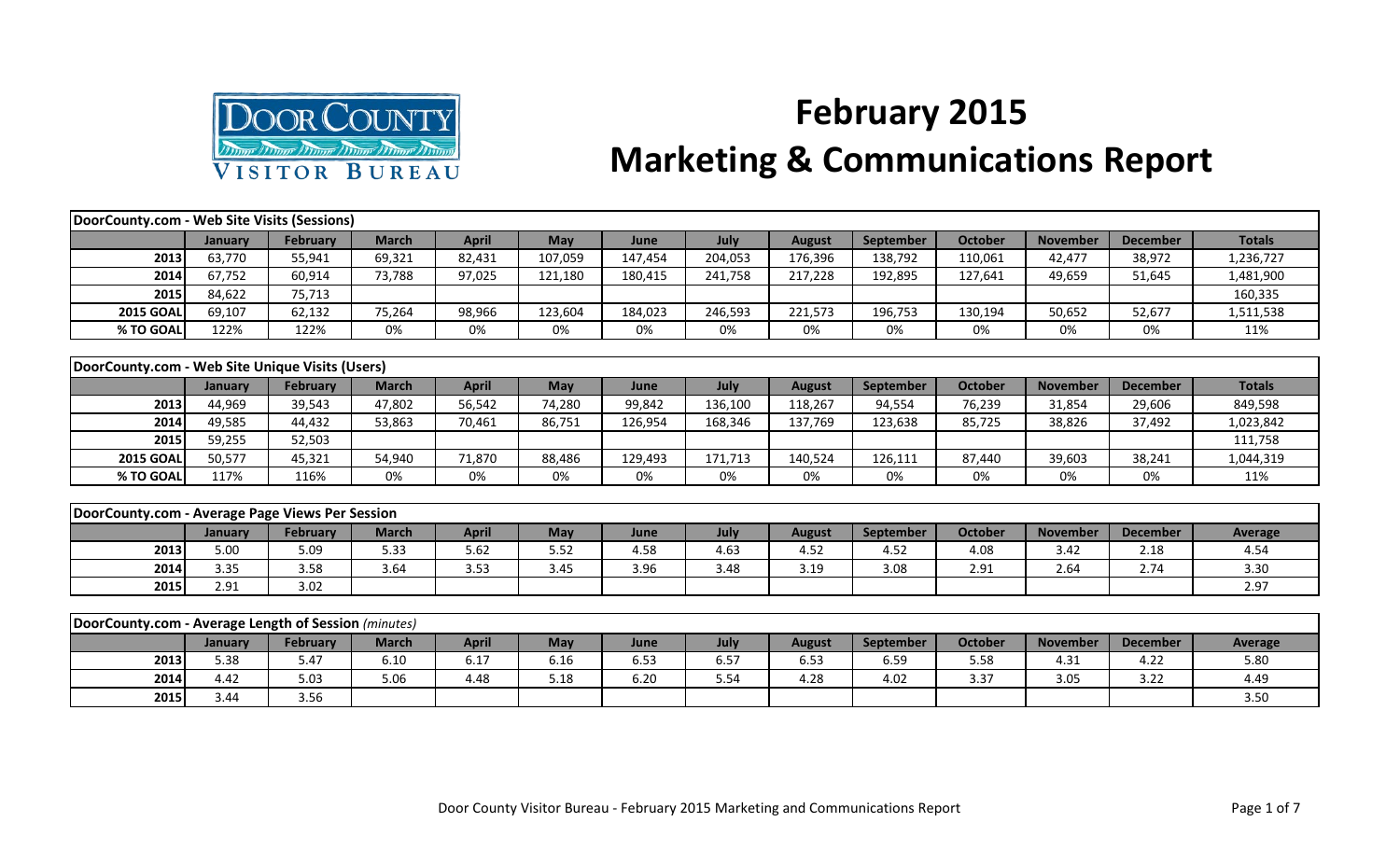# February 2015 Marketing & Communications Report

Door County Visitor Bureau

| DoorCounty.com - Web Site Visits (Sessions) | | | | | | | | | | | | | |
|---|---|---|---|---|---|---|---|---|---|---|---|---|---|
| | January | February | March | April | May | June | July | August | September | October | November | December | Totals |
| 2013 | 63,770 | 55,941 | 69,321 | 82,431 | 107,059 | 147,454 | 204,053 | 176,396 | 138,792 | 110,061 | 42,477 | 38,972 | 1,236,727 |
| 2014 | 67,752 | 60,914 | 73,788 | 97,025 | 121,180 | 180,415 | 241,758 | 217,228 | 192,895 | 127,641 | 49,659 | 51,645 | 1,481,900 |
| 2015 | 84,622 | 75,713 | | | | | | | | | | | 160,335 |
| 2015 GOAL | 69,107 | 62,132 | 75,264 | 98,966 | 123,604 | 184,023 | 246,593 | 221,573 | 196,753 | 130,194 | 50,652 | 52,677 | 1,511,538 |
| % TO GOAL | 122% | 122% | 0% | 0% | 0% | 0% | 0% | 0% | 0% | 0% | 0% | 0% | 11% |

| DoorCounty.com - Web Site Unique Visits (Users) | | | | | | | | | | | | | |
|---|---|---|---|---|---|---|---|---|---|---|---|---|---|
| | January | February | March | April | May | June | July | August | September | October | November | December | Totals |
| 2013 | 44,969 | 39,543 | 47,802 | 56,542 | 74,280 | 99,842 | 136,100 | 118,267 | 94,554 | 76,239 | 31,854 | 29,606 | 849,598 |
| 2014 | 49,585 | 44,432 | 53,863 | 70,461 | 86,751 | 126,954 | 168,346 | 137,769 | 123,638 | 85,725 | 38,826 | 37,492 | 1,023,842 |
| 2015 | 59,255 | 52,503 | | | | | | | | | | | 111,758 |
| 2015 GOAL | 50,577 | 45,321 | 54,940 | 71,870 | 88,486 | 129,493 | 171,713 | 140,524 | 126,111 | 87,440 | 39,603 | 38,241 | 1,044,319 |
| % TO GOAL | 117% | 116% | 0% | 0% | 0% | 0% | 0% | 0% | 0% | 0% | 0% | 0% | 11% |

| DoorCounty.com - Average Page Views Per Session | | | | | | | | | | | | | |
|---|---|---|---|---|---|---|---|---|---|---|---|---|---|
| | January | February | March | April | May | June | July | August | September | October | November | December | Average |
| 2013 | 5.00 | 5.09 | 5.33 | 5.62 | 5.52 | 4.58 | 4.63 | 4.52 | 4.52 | 4.08 | 3.42 | 2.18 | 4.54 |
| 2014 | 3.35 | 3.58 | 3.64 | 3.53 | 3.45 | 3.96 | 3.48 | 3.19 | 3.08 | 2.91 | 2.64 | 2.74 | 3.30 |
| 2015 | 2.91 | 3.02 | | | | | | | | | | | 2.97 |

| DoorCounty.com - Average Length of Session *(minutes)* | | | | | | | | | | | | | |
|---|---|---|---|---|---|---|---|---|---|---|---|---|---|
| | January | February | March | April | May | June | July | August | September | October | November | December | Average |
| 2013 | 5.38 | 5.47 | 6.10 | 6.17 | 6.16 | 6.53 | 6.57 | 6.53 | 6.59 | 5.58 | 4.31 | 4.22 | 5.80 |
| 2014 | 4.42 | 5.03 | 5.06 | 4.48 | 5.18 | 6.20 | 5.54 | 4.28 | 4.02 | 3.37 | 3.05 | 3.22 | 4.49 |
| 2015 | 3.44 | 3.56 | | | | | | | | | | | 3.50 |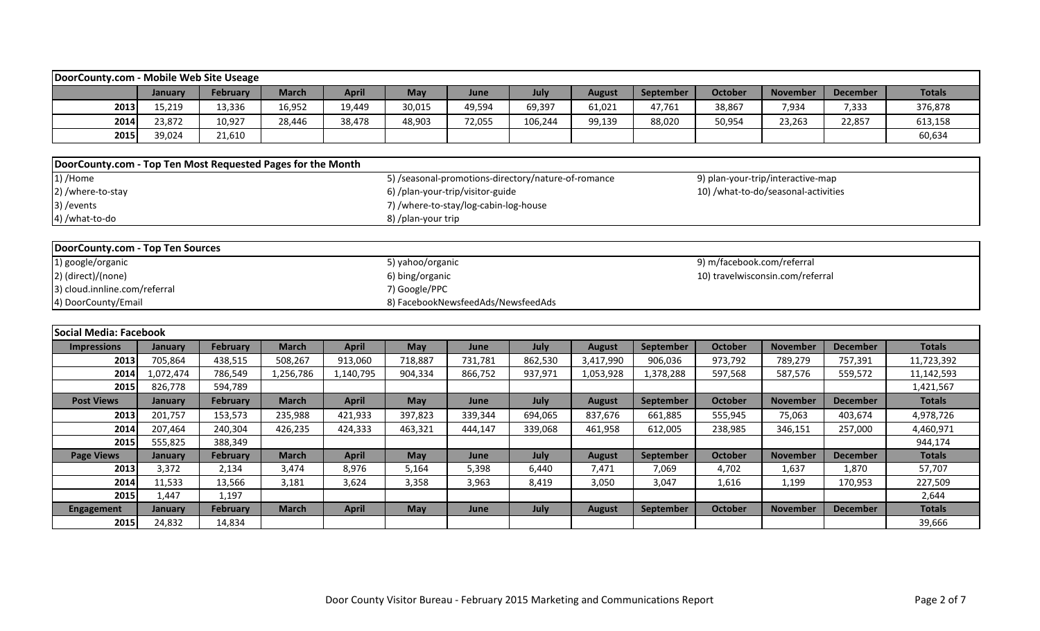## DoorCounty.com - Mobile Web Site Useage

| | January | February | March | April | May | June | July | August | September | October | November | December | Totals |
|---|---|---|---|---|---|---|---|---|---|---|---|---|---|
| 2013 | 15,219 | 13,336 | 16,952 | 19,449 | 30,015 | 49,594 | 69,397 | 61,021 | 47,761 | 38,867 | 7,934 | 7,333 | 376,878 |
| 2014 | 23,872 | 10,927 | 28,446 | 38,478 | 48,903 | 72,055 | 106,244 | 99,139 | 88,020 | 50,954 | 23,263 | 22,857 | 613,158 |
| 2015 | 39,024 | 21,610 | | | | | | | | | | | 60,634 |

## DoorCounty.com - Top Ten Most Requested Pages for the Month

1) /Home
2) /where-to-stay
3) /events
4) /what-to-do
5) /seasonal-promotions-directory/nature-of-romance
6) /plan-your-trip/visitor-guide
7) /where-to-stay/log-cabin-log-house
8) /plan-your trip
9) plan-your-trip/interactive-map
10) /what-to-do/seasonal-activities

## DoorCounty.com - Top Ten Sources

1) google/organic
2) (direct)/(none)
3) cloud.innline.com/referral
4) DoorCounty/Email
5) yahoo/organic
6) bing/organic
7) Google/PPC
8) FacebookNewsfeedAds/NewsfeedAds
9) m/facebook.com/referral
10) travelwisconsin.com/referral

## Social Media: Facebook

| Impressions | January | February | March | April | May | June | July | August | September | October | November | December | Totals |
|---|---|---|---|---|---|---|---|---|---|---|---|---|---|
| 2013 | 705,864 | 438,515 | 508,267 | 913,060 | 718,887 | 731,781 | 862,530 | 3,417,990 | 906,036 | 973,792 | 789,279 | 757,391 | 11,723,392 |
| 2014 | 1,072,474 | 786,549 | 1,256,786 | 1,140,795 | 904,334 | 866,752 | 937,971 | 1,053,928 | 1,378,288 | 597,568 | 587,576 | 559,572 | 11,142,593 |
| 2015 | 826,778 | 594,789 | | | | | | | | | | | 1,421,567 |
| **Post Views** | **January** | **February** | **March** | **April** | **May** | **June** | **July** | **August** | **September** | **October** | **November** | **December** | **Totals** |
| 2013 | 201,757 | 153,573 | 235,988 | 421,933 | 397,823 | 339,344 | 694,065 | 837,676 | 661,885 | 555,945 | 75,063 | 403,674 | 4,978,726 |
| 2014 | 207,464 | 240,304 | 426,235 | 424,333 | 463,321 | 444,147 | 339,068 | 461,958 | 612,005 | 238,985 | 346,151 | 257,000 | 4,460,971 |
| 2015 | 555,825 | 388,349 | | | | | | | | | | | 944,174 |
| **Page Views** | **January** | **February** | **March** | **April** | **May** | **June** | **July** | **August** | **September** | **October** | **November** | **December** | **Totals** |
| 2013 | 3,372 | 2,134 | 3,474 | 8,976 | 5,164 | 5,398 | 6,440 | 7,471 | 7,069 | 4,702 | 1,637 | 1,870 | 57,707 |
| 2014 | 11,533 | 13,566 | 3,181 | 3,624 | 3,358 | 3,963 | 8,419 | 3,050 | 3,047 | 1,616 | 1,199 | 170,953 | 227,509 |
| 2015 | 1,447 | 1,197 | | | | | | | | | | | 2,644 |
| **Engagement** | **January** | **February** | **March** | **April** | **May** | **June** | **July** | **August** | **September** | **October** | **November** | **December** | **Totals** |
| 2015 | 24,832 | 14,834 | | | | | | | | | | | 39,666 |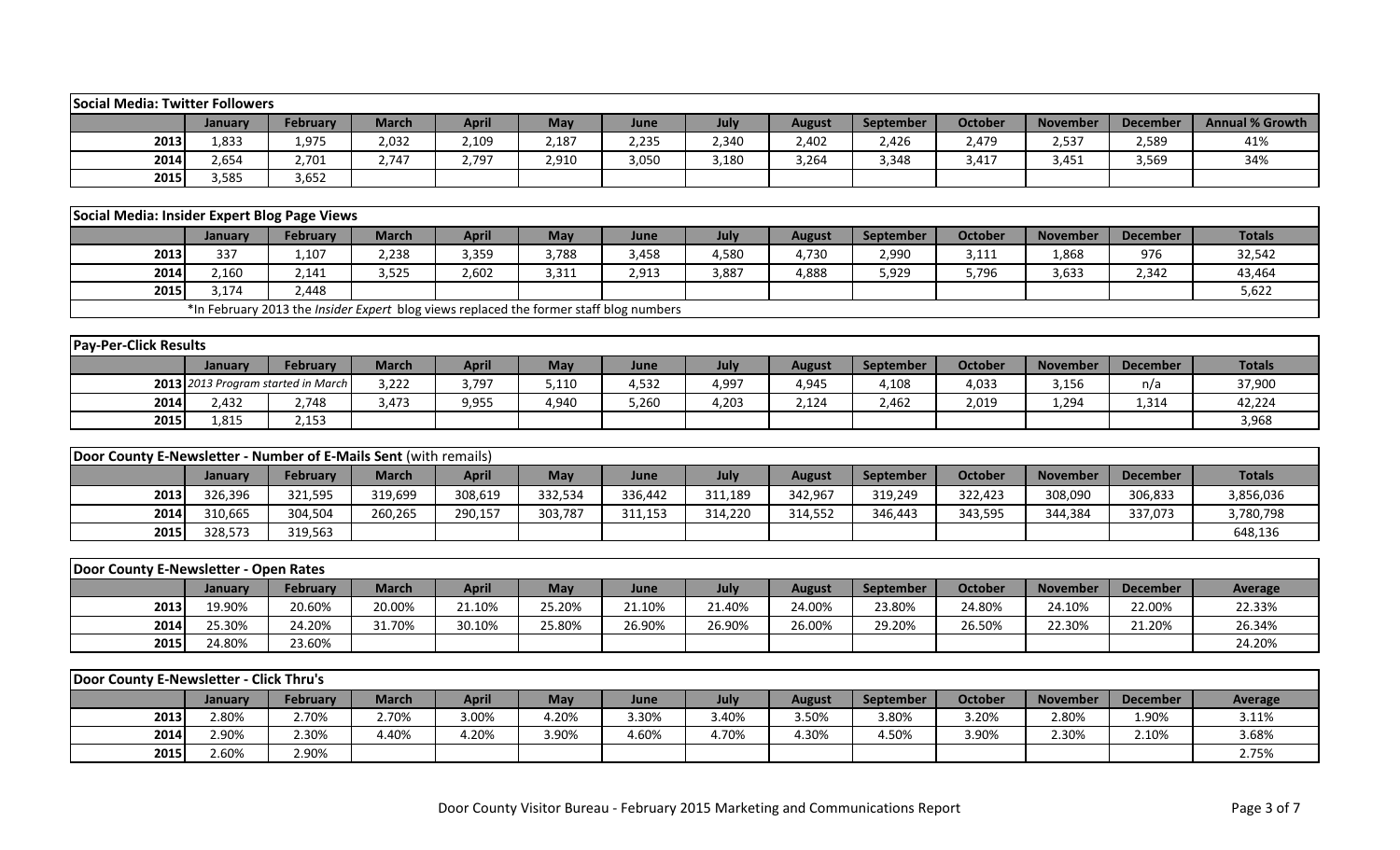| Social Media: Twitter Followers | | | | | | | | | | | | | |
|---|---|---|---|---|---|---|---|---|---|---|---|---|---|
| | January | February | March | April | May | June | July | August | September | October | November | December | Annual % Growth |
| 2013 | 1,833 | 1,975 | 2,032 | 2,109 | 2,187 | 2,235 | 2,340 | 2,402 | 2,426 | 2,479 | 2,537 | 2,589 | 41% |
| 2014 | 2,654 | 2,701 | 2,747 | 2,797 | 2,910 | 3,050 | 3,180 | 3,264 | 3,348 | 3,417 | 3,451 | 3,569 | 34% |
| 2015 | 3,585 | 3,652 | | | | | | | | | | | |

| Social Media: Insider Expert Blog Page Views | | | | | | | | | | | | | |
|---|---|---|---|---|---|---|---|---|---|---|---|---|---|
| | January | February | March | April | May | June | July | August | September | October | November | December | Totals |
| 2013 | 337 | 1,107 | 2,238 | 3,359 | 3,788 | 3,458 | 4,580 | 4,730 | 2,990 | 3,111 | 1,868 | 976 | 32,542 |
| 2014 | 2,160 | 2,141 | 3,525 | 2,602 | 3,311 | 2,913 | 3,887 | 4,888 | 5,929 | 5,796 | 3,633 | 2,342 | 43,464 |
| 2015 | 3,174 | 2,448 | | | | | | | | | | | 5,622 |
| | *In February 2013 the *Insider Expert* blog views replaced the former staff blog numbers | | | | | | | | | | | | |

| Pay-Per-Click Results | | | | | | | | | | | | | |
|---|---|---|---|---|---|---|---|---|---|---|---|---|---|
| | January | February | March | April | May | June | July | August | September | October | November | December | Totals |
| 2013 | *2013 Program started in March* | | 3,222 | 3,797 | 5,110 | 4,532 | 4,997 | 4,945 | 4,108 | 4,033 | 3,156 | n/a | 37,900 |
| 2014 | 2,432 | 2,748 | 3,473 | 9,955 | 4,940 | 5,260 | 4,203 | 2,124 | 2,462 | 2,019 | 1,294 | 1,314 | 42,224 |
| 2015 | 1,815 | 2,153 | | | | | | | | | | | 3,968 |

| Door County E-Newsletter - Number of E-Mails Sent (with remails) | | | | | | | | | | | | | |
|---|---|---|---|---|---|---|---|---|---|---|---|---|---|
| | January | February | March | April | May | June | July | August | September | October | November | December | Totals |
| 2013 | 326,396 | 321,595 | 319,699 | 308,619 | 332,534 | 336,442 | 311,189 | 342,967 | 319,249 | 322,423 | 308,090 | 306,833 | 3,856,036 |
| 2014 | 310,665 | 304,504 | 260,265 | 290,157 | 303,787 | 311,153 | 314,220 | 314,552 | 346,443 | 343,595 | 344,384 | 337,073 | 3,780,798 |
| 2015 | 328,573 | 319,563 | | | | | | | | | | | 648,136 |

| Door County E-Newsletter - Open Rates | | | | | | | | | | | | | |
|---|---|---|---|---|---|---|---|---|---|---|---|---|---|
| | January | February | March | April | May | June | July | August | September | October | November | December | Average |
| 2013 | 19.90% | 20.60% | 20.00% | 21.10% | 25.20% | 21.10% | 21.40% | 24.00% | 23.80% | 24.80% | 24.10% | 22.00% | 22.33% |
| 2014 | 25.30% | 24.20% | 31.70% | 30.10% | 25.80% | 26.90% | 26.90% | 26.00% | 29.20% | 26.50% | 22.30% | 21.20% | 26.34% |
| 2015 | 24.80% | 23.60% | | | | | | | | | | | 24.20% |

| Door County E-Newsletter - Click Thru's | | | | | | | | | | | | | |
|---|---|---|---|---|---|---|---|---|---|---|---|---|---|
| | January | February | March | April | May | June | July | August | September | October | November | December | Average |
| 2013 | 2.80% | 2.70% | 2.70% | 3.00% | 4.20% | 3.30% | 3.40% | 3.50% | 3.80% | 3.20% | 2.80% | 1.90% | 3.11% |
| 2014 | 2.90% | 2.30% | 4.40% | 4.20% | 3.90% | 4.60% | 4.70% | 4.30% | 4.50% | 3.90% | 2.30% | 2.10% | 3.68% |
| 2015 | 2.60% | 2.90% | | | | | | | | | | | 2.75% |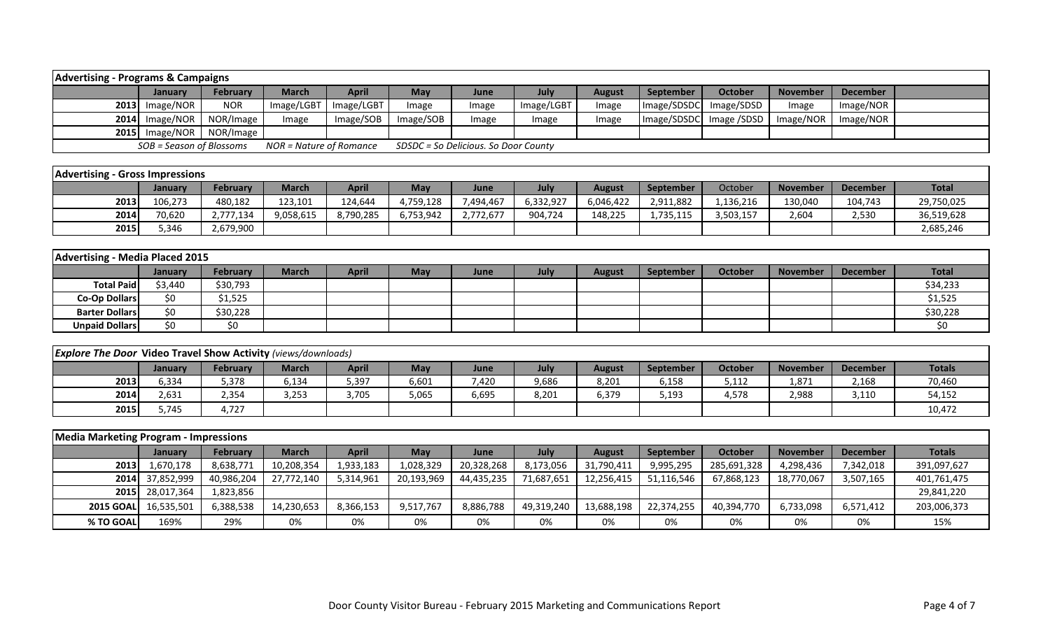## Advertising - Programs & Campaigns

| | January | February | March | April | May | June | July | August | September | October | November | December | |
|---|---|---|---|---|---|---|---|---|---|---|---|---|---|
| 2013 | Image/NOR | NOR | Image/LGBT | Image/LGBT | Image | Image | Image/LGBT | Image | Image/SDSDC | Image/SDSD | Image | Image/NOR | |
| 2014 | Image/NOR | NOR/Image | Image | Image/SOB | Image/SOB | Image | Image | Image | Image/SDSDC | Image /SDSD | Image/NOR | Image/NOR | |
| 2015 | Image/NOR | NOR/Image | | | | | | | | | | | |

*SOB = Season of Blossoms* &nbsp;&nbsp; *NOR = Nature of Romance* &nbsp;&nbsp; *SDSDC = So Delicious. So Door County*

## Advertising - Gross Impressions

| | January | February | March | April | May | June | July | August | September | October | November | December | Total |
|---|---|---|---|---|---|---|---|---|---|---|---|---|---|
| 2013 | 106,273 | 480,182 | 123,101 | 124,644 | 4,759,128 | 7,494,467 | 6,332,927 | 6,046,422 | 2,911,882 | 1,136,216 | 130,040 | 104,743 | 29,750,025 |
| 2014 | 70,620 | 2,777,134 | 9,058,615 | 8,790,285 | 6,753,942 | 2,772,677 | 904,724 | 148,225 | 1,735,115 | 3,503,157 | 2,604 | 2,530 | 36,519,628 |
| 2015 | 5,346 | 2,679,900 | | | | | | | | | | | 2,685,246 |

## Advertising - Media Placed 2015

| | January | February | March | April | May | June | July | August | September | October | November | December | Total |
|---|---|---|---|---|---|---|---|---|---|---|---|---|---|
| Total Paid | $3,440 | $30,793 | | | | | | | | | | | $34,233 |
| Co-Op Dollars | $0 | $1,525 | | | | | | | | | | | $1,525 |
| Barter Dollars | $0 | $30,228 | | | | | | | | | | | $30,228 |
| Unpaid Dollars | $0 | $0 | | | | | | | | | | | $0 |

## *Explore The Door* Video Travel Show Activity *(views/downloads)*

| | January | February | March | April | May | June | July | August | September | October | November | December | Totals |
|---|---|---|---|---|---|---|---|---|---|---|---|---|---|
| 2013 | 6,334 | 5,378 | 6,134 | 5,397 | 6,601 | 7,420 | 9,686 | 8,201 | 6,158 | 5,112 | 1,871 | 2,168 | 70,460 |
| 2014 | 2,631 | 2,354 | 3,253 | 3,705 | 5,065 | 6,695 | 8,201 | 6,379 | 5,193 | 4,578 | 2,988 | 3,110 | 54,152 |
| 2015 | 5,745 | 4,727 | | | | | | | | | | | 10,472 |

## Media Marketing Program - Impressions

| | January | February | March | April | May | June | July | August | September | October | November | December | Totals |
|---|---|---|---|---|---|---|---|---|---|---|---|---|---|
| 2013 | 1,670,178 | 8,638,771 | 10,208,354 | 1,933,183 | 1,028,329 | 20,328,268 | 8,173,056 | 31,790,411 | 9,995,295 | 285,691,328 | 4,298,436 | 7,342,018 | 391,097,627 |
| 2014 | 37,852,999 | 40,986,204 | 27,772,140 | 5,314,961 | 20,193,969 | 44,435,235 | 71,687,651 | 12,256,415 | 51,116,546 | 67,868,123 | 18,770,067 | 3,507,165 | 401,761,475 |
| 2015 | 28,017,364 | 1,823,856 | | | | | | | | | | | 29,841,220 |
| 2015 GOAL | 16,535,501 | 6,388,538 | 14,230,653 | 8,366,153 | 9,517,767 | 8,886,788 | 49,319,240 | 13,688,198 | 22,374,255 | 40,394,770 | 6,733,098 | 6,571,412 | 203,006,373 |
| % TO GOAL | 169% | 29% | 0% | 0% | 0% | 0% | 0% | 0% | 0% | 0% | 0% | 0% | 15% |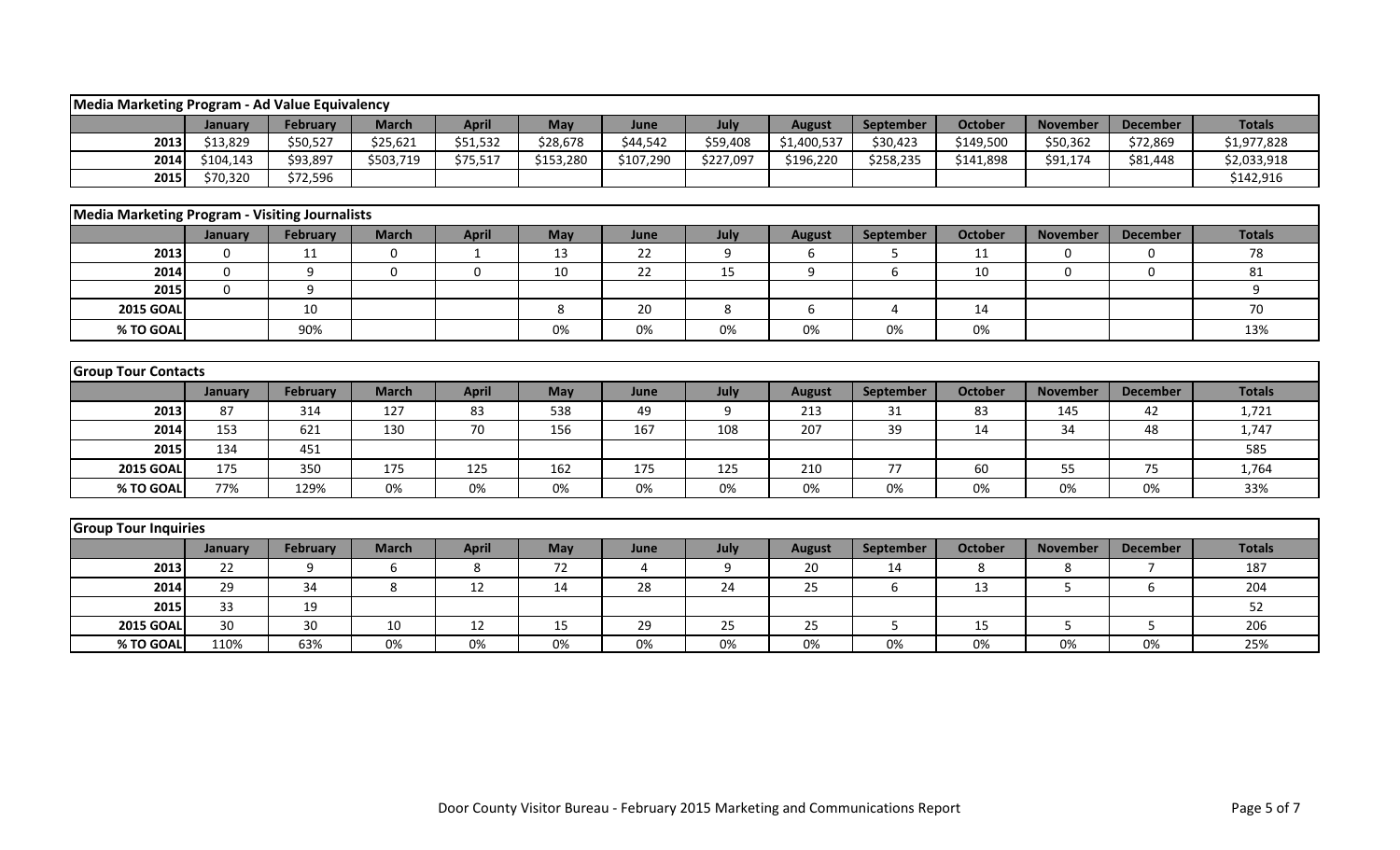| Media Marketing Program - Ad Value Equivalency | | | | | | | | | | | | | |
|---|---|---|---|---|---|---|---|---|---|---|---|---|---|
| | January | February | March | April | May | June | July | August | September | October | November | December | Totals |
| 2013 | $13,829 | $50,527 | $25,621 | $51,532 | $28,678 | $44,542 | $59,408 | $1,400,537 | $30,423 | $149,500 | $50,362 | $72,869 | $1,977,828 |
| 2014 | $104,143 | $93,897 | $503,719 | $75,517 | $153,280 | $107,290 | $227,097 | $196,220 | $258,235 | $141,898 | $91,174 | $81,448 | $2,033,918 |
| 2015 | $70,320 | $72,596 | | | | | | | | | | | $142,916 |

| Media Marketing Program - Visiting Journalists | | | | | | | | | | | | | |
|---|---|---|---|---|---|---|---|---|---|---|---|---|---|
| | January | February | March | April | May | June | July | August | September | October | November | December | Totals |
| 2013 | 0 | 11 | 0 | 1 | 13 | 22 | 9 | 6 | 5 | 11 | 0 | 0 | 78 |
| 2014 | 0 | 9 | 0 | 0 | 10 | 22 | 15 | 9 | 6 | 10 | 0 | 0 | 81 |
| 2015 | 0 | 9 | | | | | | | | | | | 9 |
| 2015 GOAL | | 10 | | | 8 | 20 | 8 | 6 | 4 | 14 | | | 70 |
| % TO GOAL | | 90% | | | 0% | 0% | 0% | 0% | 0% | 0% | | | 13% |

| Group Tour Contacts | | | | | | | | | | | | | |
|---|---|---|---|---|---|---|---|---|---|---|---|---|---|
| | January | February | March | April | May | June | July | August | September | October | November | December | Totals |
| 2013 | 87 | 314 | 127 | 83 | 538 | 49 | 9 | 213 | 31 | 83 | 145 | 42 | 1,721 |
| 2014 | 153 | 621 | 130 | 70 | 156 | 167 | 108 | 207 | 39 | 14 | 34 | 48 | 1,747 |
| 2015 | 134 | 451 | | | | | | | | | | | 585 |
| 2015 GOAL | 175 | 350 | 175 | 125 | 162 | 175 | 125 | 210 | 77 | 60 | 55 | 75 | 1,764 |
| % TO GOAL | 77% | 129% | 0% | 0% | 0% | 0% | 0% | 0% | 0% | 0% | 0% | 0% | 33% |

| Group Tour Inquiries | | | | | | | | | | | | | |
|---|---|---|---|---|---|---|---|---|---|---|---|---|---|
| | January | February | March | April | May | June | July | August | September | October | November | December | Totals |
| 2013 | 22 | 9 | 6 | 8 | 72 | 4 | 9 | 20 | 14 | 8 | 8 | 7 | 187 |
| 2014 | 29 | 34 | 8 | 12 | 14 | 28 | 24 | 25 | 6 | 13 | 5 | 6 | 204 |
| 2015 | 33 | 19 | | | | | | | | | | | 52 |
| 2015 GOAL | 30 | 30 | 10 | 12 | 15 | 29 | 25 | 25 | 5 | 15 | 5 | 5 | 206 |
| % TO GOAL | 110% | 63% | 0% | 0% | 0% | 0% | 0% | 0% | 0% | 0% | 0% | 0% | 25% |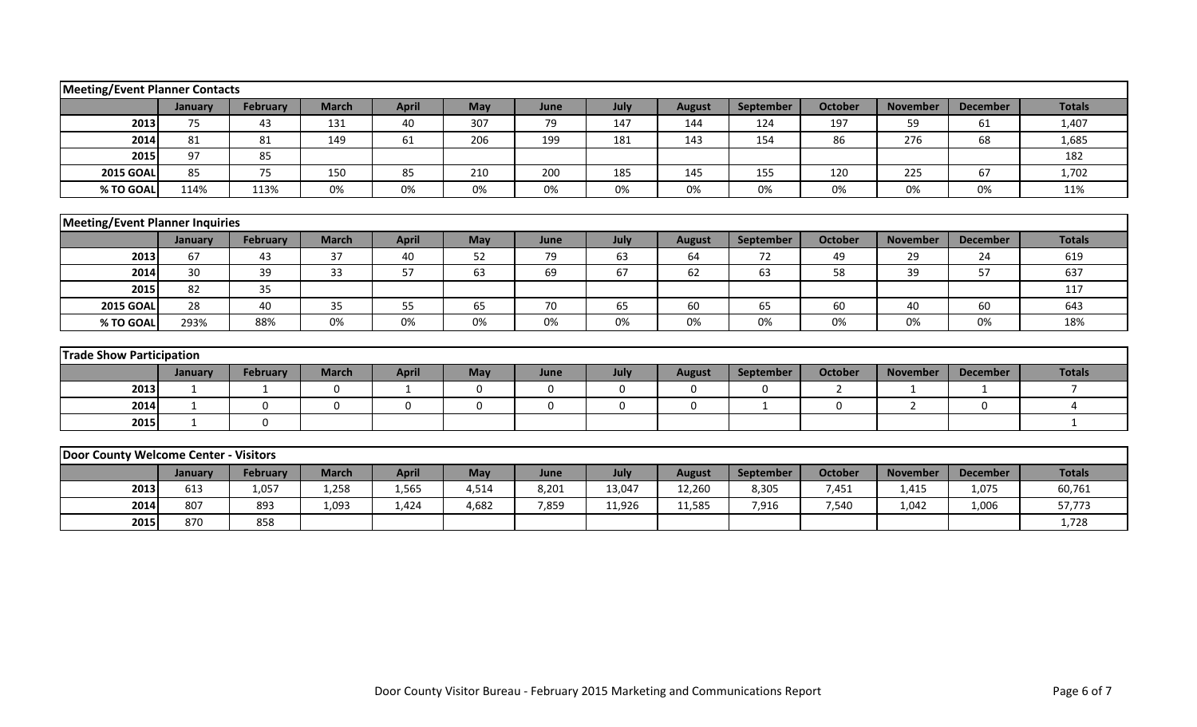## Meeting/Event Planner Contacts

| | January | February | March | April | May | June | July | August | September | October | November | December | Totals |
|---|---|---|---|---|---|---|---|---|---|---|---|---|---|
| 2013 | 75 | 43 | 131 | 40 | 307 | 79 | 147 | 144 | 124 | 197 | 59 | 61 | 1,407 |
| 2014 | 81 | 81 | 149 | 61 | 206 | 199 | 181 | 143 | 154 | 86 | 276 | 68 | 1,685 |
| 2015 | 97 | 85 | | | | | | | | | | | 182 |
| 2015 GOAL | 85 | 75 | 150 | 85 | 210 | 200 | 185 | 145 | 155 | 120 | 225 | 67 | 1,702 |
| % TO GOAL | 114% | 113% | 0% | 0% | 0% | 0% | 0% | 0% | 0% | 0% | 0% | 0% | 11% |

## Meeting/Event Planner Inquiries

| | January | February | March | April | May | June | July | August | September | October | November | December | Totals |
|---|---|---|---|---|---|---|---|---|---|---|---|---|---|
| 2013 | 67 | 43 | 37 | 40 | 52 | 79 | 63 | 64 | 72 | 49 | 29 | 24 | 619 |
| 2014 | 30 | 39 | 33 | 57 | 63 | 69 | 67 | 62 | 63 | 58 | 39 | 57 | 637 |
| 2015 | 82 | 35 | | | | | | | | | | | 117 |
| 2015 GOAL | 28 | 40 | 35 | 55 | 65 | 70 | 65 | 60 | 65 | 60 | 40 | 60 | 643 |
| % TO GOAL | 293% | 88% | 0% | 0% | 0% | 0% | 0% | 0% | 0% | 0% | 0% | 0% | 18% |

## Trade Show Participation

| | January | February | March | April | May | June | July | August | September | October | November | December | Totals |
|---|---|---|---|---|---|---|---|---|---|---|---|---|---|
| 2013 | 1 | 1 | 0 | 1 | 0 | 0 | 0 | 0 | 0 | 2 | 1 | 1 | 7 |
| 2014 | 1 | 0 | 0 | 0 | 0 | 0 | 0 | 0 | 1 | 0 | 2 | 0 | 4 |
| 2015 | 1 | 0 | | | | | | | | | | | 1 |

## Door County Welcome Center - Visitors

| | January | February | March | April | May | June | July | August | September | October | November | December | Totals |
|---|---|---|---|---|---|---|---|---|---|---|---|---|---|
| 2013 | 613 | 1,057 | 1,258 | 1,565 | 4,514 | 8,201 | 13,047 | 12,260 | 8,305 | 7,451 | 1,415 | 1,075 | 60,761 |
| 2014 | 807 | 893 | 1,093 | 1,424 | 4,682 | 7,859 | 11,926 | 11,585 | 7,916 | 7,540 | 1,042 | 1,006 | 57,773 |
| 2015 | 870 | 858 | | | | | | | | | | | 1,728 |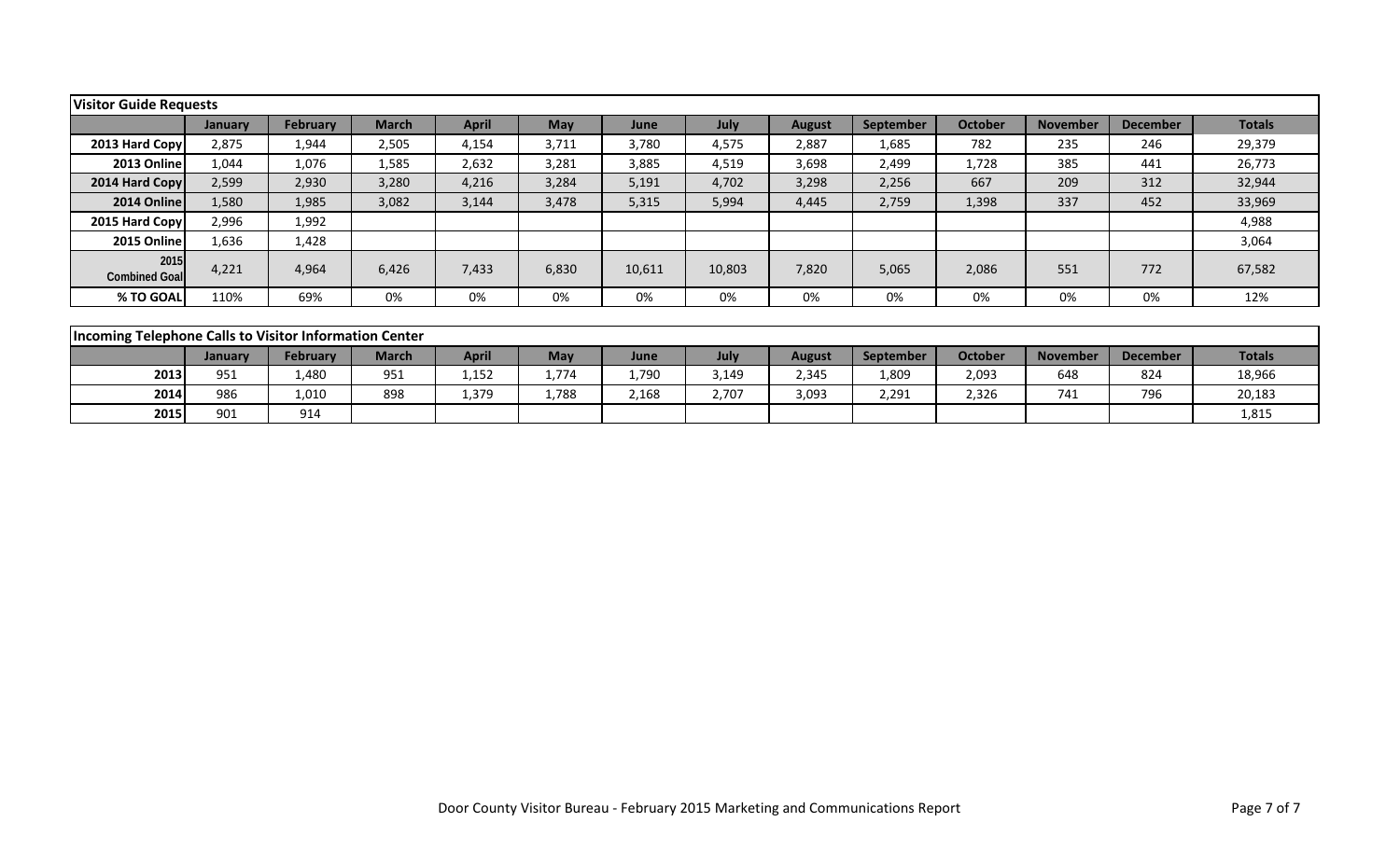**Visitor Guide Requests**

| | January | February | March | April | May | June | July | August | September | October | November | December | Totals |
|---|---|---|---|---|---|---|---|---|---|---|---|---|---|
| **2013 Hard Copy** | 2,875 | 1,944 | 2,505 | 4,154 | 3,711 | 3,780 | 4,575 | 2,887 | 1,685 | 782 | 235 | 246 | 29,379 |
| **2013 Online** | 1,044 | 1,076 | 1,585 | 2,632 | 3,281 | 3,885 | 4,519 | 3,698 | 2,499 | 1,728 | 385 | 441 | 26,773 |
| **2014 Hard Copy** | 2,599 | 2,930 | 3,280 | 4,216 | 3,284 | 5,191 | 4,702 | 3,298 | 2,256 | 667 | 209 | 312 | 32,944 |
| **2014 Online** | 1,580 | 1,985 | 3,082 | 3,144 | 3,478 | 5,315 | 5,994 | 4,445 | 2,759 | 1,398 | 337 | 452 | 33,969 |
| **2015 Hard Copy** | 2,996 | 1,992 | | | | | | | | | | | 4,988 |
| **2015 Online** | 1,636 | 1,428 | | | | | | | | | | | 3,064 |
| **2015 Combined Goal** | 4,221 | 4,964 | 6,426 | 7,433 | 6,830 | 10,611 | 10,803 | 7,820 | 5,065 | 2,086 | 551 | 772 | 67,582 |
| **% TO GOAL** | 110% | 69% | 0% | 0% | 0% | 0% | 0% | 0% | 0% | 0% | 0% | 0% | 12% |

**Incoming Telephone Calls to Visitor Information Center**

| | January | February | March | April | May | June | July | August | September | October | November | December | Totals |
|---|---|---|---|---|---|---|---|---|---|---|---|---|---|
| **2013** | 951 | 1,480 | 951 | 1,152 | 1,774 | 1,790 | 3,149 | 2,345 | 1,809 | 2,093 | 648 | 824 | 18,966 |
| **2014** | 986 | 1,010 | 898 | 1,379 | 1,788 | 2,168 | 2,707 | 3,093 | 2,291 | 2,326 | 741 | 796 | 20,183 |
| **2015** | 901 | 914 | | | | | | | | | | | 1,815 |